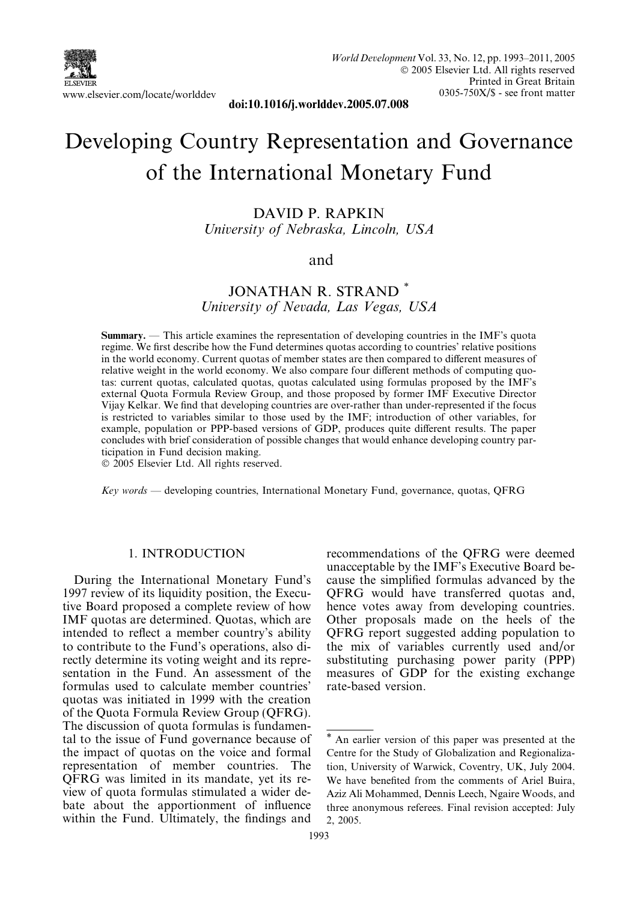doi:10.1016/j.worlddev.2005.07.008

# Developing Country Representation and Governance of the International Monetary Fund

DAVID P. RAPKIN
*University of Nebraska, Lincoln, USA*

and

JONATHAN R. STRAND *
*University of Nevada, Las Vegas, USA*

**Summary.** — This article examines the representation of developing countries in the IMF's quota regime. We first describe how the Fund determines quotas according to countries' relative positions in the world economy. Current quotas of member states are then compared to different measures of relative weight in the world economy. We also compare four different methods of computing quotas: current quotas, calculated quotas, quotas calculated using formulas proposed by the IMF's external Quota Formula Review Group, and those proposed by former IMF Executive Director Vijay Kelkar. We find that developing countries are over-rather than under-represented if the focus is restricted to variables similar to those used by the IMF; introduction of other variables, for example, population or PPP-based versions of GDP, produces quite different results. The paper concludes with brief consideration of possible changes that would enhance developing country participation in Fund decision making.
© 2005 Elsevier Ltd. All rights reserved.

*Key words* — developing countries, International Monetary Fund, governance, quotas, QFRG

## 1. INTRODUCTION

During the International Monetary Fund's 1997 review of its liquidity position, the Executive Board proposed a complete review of how IMF quotas are determined. Quotas, which are intended to reflect a member country's ability to contribute to the Fund's operations, also directly determine its voting weight and its representation in the Fund. An assessment of the formulas used to calculate member countries' quotas was initiated in 1999 with the creation of the Quota Formula Review Group (QFRG). The discussion of quota formulas is fundamental to the issue of Fund governance because of the impact of quotas on the voice and formal representation of member countries. The QFRG was limited in its mandate, yet its review of quota formulas stimulated a wider debate about the apportionment of influence within the Fund. Ultimately, the findings and recommendations of the QFRG were deemed unacceptable by the IMF's Executive Board because the simplified formulas advanced by the QFRG would have transferred quotas and, hence votes away from developing countries. Other proposals made on the heels of the QFRG report suggested adding population to the mix of variables currently used and/or substituting purchasing power parity (PPP) measures of GDP for the existing exchange rate-based version.

---

\* An earlier version of this paper was presented at the Centre for the Study of Globalization and Regionalization, University of Warwick, Coventry, UK, July 2004. We have benefited from the comments of Ariel Buira, Aziz Ali Mohammed, Dennis Leech, Ngaire Woods, and three anonymous referees. Final revision accepted: July 2, 2005.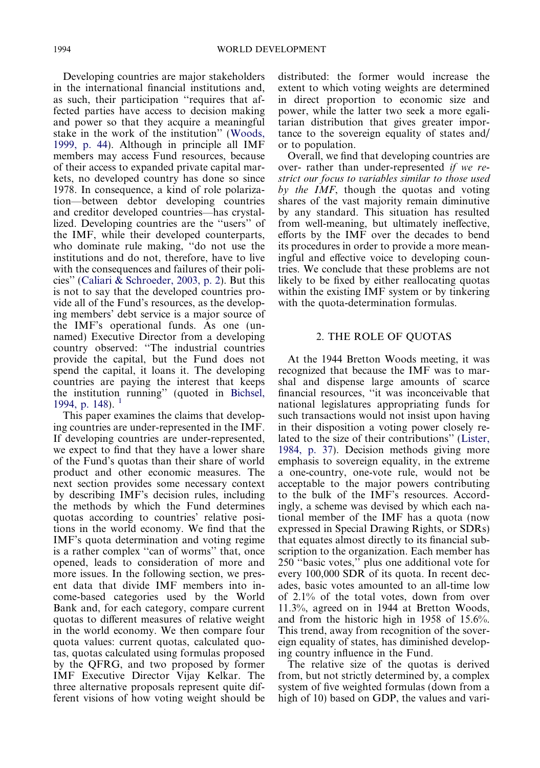Developing countries are major stakeholders in the international financial institutions and, as such, their participation "requires that affected parties have access to decision making and power so that they acquire a meaningful stake in the work of the institution" (Woods, 1999, p. 44). Although in principle all IMF members may access Fund resources, because of their access to expanded private capital markets, no developed country has done so since 1978. In consequence, a kind of role polarization—between debtor developing countries and creditor developed countries—has crystallized. Developing countries are the "users" of the IMF, while their developed counterparts, who dominate rule making, "do not use the institutions and do not, therefore, have to live with the consequences and failures of their policies" (Caliari & Schroeder, 2003, p. 2). But this is not to say that the developed countries provide all of the Fund's resources, as the developing members' debt service is a major source of the IMF's operational funds. As one (unnamed) Executive Director from a developing country observed: "The industrial countries provide the capital, but the Fund does not spend the capital, it loans it. The developing countries are paying the interest that keeps the institution running" (quoted in Bichsel, 1994, p. 148). [1]

This paper examines the claims that developing countries are under-represented in the IMF. If developing countries are under-represented, we expect to find that they have a lower share of the Fund's quotas than their share of world product and other economic measures. The next section provides some necessary context by describing IMF's decision rules, including the methods by which the Fund determines quotas according to countries' relative positions in the world economy. We find that the IMF's quota determination and voting regime is a rather complex "can of worms" that, once opened, leads to consideration of more and more issues. In the following section, we present data that divide IMF members into income-based categories used by the World Bank and, for each category, compare current quotas to different measures of relative weight in the world economy. We then compare four quota values: current quotas, calculated quotas, quotas calculated using formulas proposed by the QFRG, and two proposed by former IMF Executive Director Vijay Kelkar. The three alternative proposals represent quite different visions of how voting weight should be distributed: the former would increase the extent to which voting weights are determined in direct proportion to economic size and power, while the latter two seek a more egalitarian distribution that gives greater importance to the sovereign equality of states and/or to population.

Overall, we find that developing countries are over- rather than under-represented *if we restrict our focus to variables similar to those used by the IMF*, though the quotas and voting shares of the vast majority remain diminutive by any standard. This situation has resulted from well-meaning, but ultimately ineffective, efforts by the IMF over the decades to bend its procedures in order to provide a more meaningful and effective voice to developing countries. We conclude that these problems are not likely to be fixed by either reallocating quotas within the existing IMF system or by tinkering with the quota-determination formulas.

## 2. THE ROLE OF QUOTAS

At the 1944 Bretton Woods meeting, it was recognized that because the IMF was to marshal and dispense large amounts of scarce financial resources, "it was inconceivable that national legislatures appropriating funds for such transactions would not insist upon having in their disposition a voting power closely related to the size of their contributions" (Lister, 1984, p. 37). Decision methods giving more emphasis to sovereign equality, in the extreme a one-country, one-vote rule, would not be acceptable to the major powers contributing to the bulk of the IMF's resources. Accordingly, a scheme was devised by which each national member of the IMF has a quota (now expressed in Special Drawing Rights, or SDRs) that equates almost directly to its financial subscription to the organization. Each member has 250 "basic votes," plus one additional vote for every 100,000 SDR of its quota. In recent decades, basic votes amounted to an all-time low of 2.1% of the total votes, down from over 11.3%, agreed on in 1944 at Bretton Woods, and from the historic high in 1958 of 15.6%. This trend, away from recognition of the sovereign equality of states, has diminished developing country influence in the Fund.

The relative size of the quotas is derived from, but not strictly determined by, a complex system of five weighted formulas (down from a high of 10) based on GDP, the values and vari-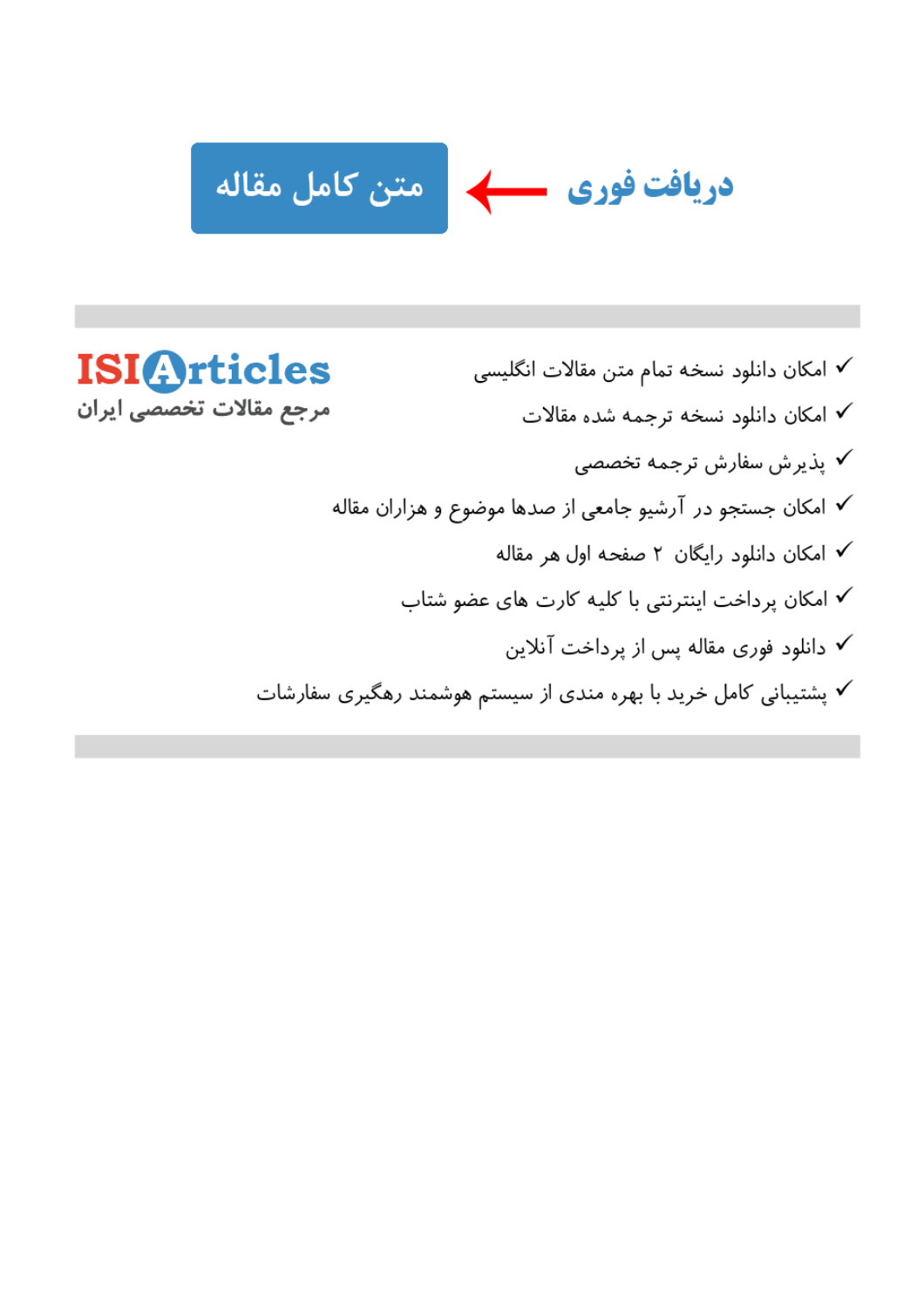دریافت فوری ← متن کامل مقاله

ISIArticles

مرجع مقالات تخصصی ایران

- ✓ امکان دانلود نسخه تمام متن مقالات انگلیسی
- ✓ امکان دانلود نسخه ترجمه شده مقالات
- ✓ پذیرش سفارش ترجمه تخصصی
- ✓ امکان جستجو در آرشیو جامعی از صدها موضوع و هزاران مقاله
- ✓ امکان دانلود رایگان ۲ صفحه اول هر مقاله
- ✓ امکان پرداخت اینترنتی با کلیه کارت های عضو شتاب
- ✓ دانلود فوری مقاله پس از پرداخت آنلاین
- ✓ پشتیبانی کامل خرید با بهره مندی از سیستم هوشمند رهگیری سفارشات